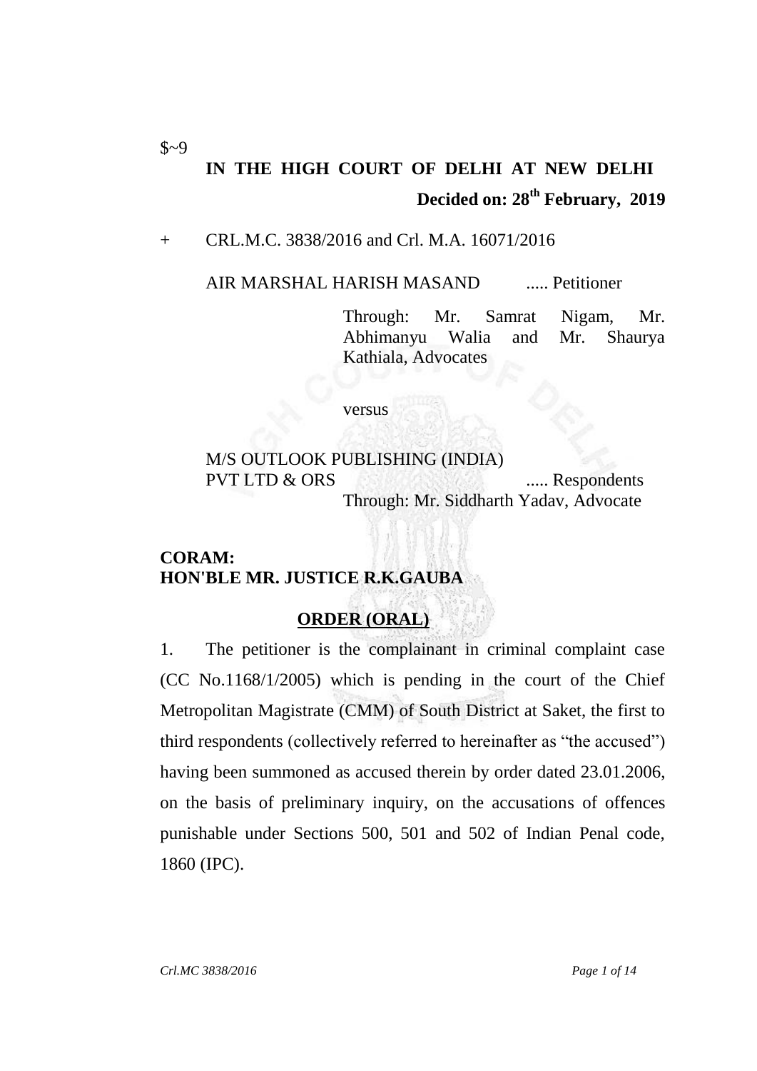$~9

**IN THE HIGH COURT OF DELHI AT NEW DELHI**

**Decided on: 28th February, 2019**

\+ CRL.M.C. 3838/2016 and Crl. M.A. 16071/2016

AIR MARSHAL HARISH MASAND ..... Petitioner

Through: Mr. Samrat Nigam, Mr. Abhimanyu Walia and Mr. Shaurya Kathiala, Advocates

versus

M/S OUTLOOK PUBLISHING (INDIA) PVT LTD & ORS ..... Respondents

Through: Mr. Siddharth Yadav, Advocate

**CORAM:**
**HON'BLE MR. JUSTICE R.K.GAUBA**

**ORDER (ORAL)**

1. The petitioner is the complainant in criminal complaint case (CC No.1168/1/2005) which is pending in the court of the Chief Metropolitan Magistrate (CMM) of South District at Saket, the first to third respondents (collectively referred to hereinafter as "the accused") having been summoned as accused therein by order dated 23.01.2006, on the basis of preliminary inquiry, on the accusations of offences punishable under Sections 500, 501 and 502 of Indian Penal code, 1860 (IPC).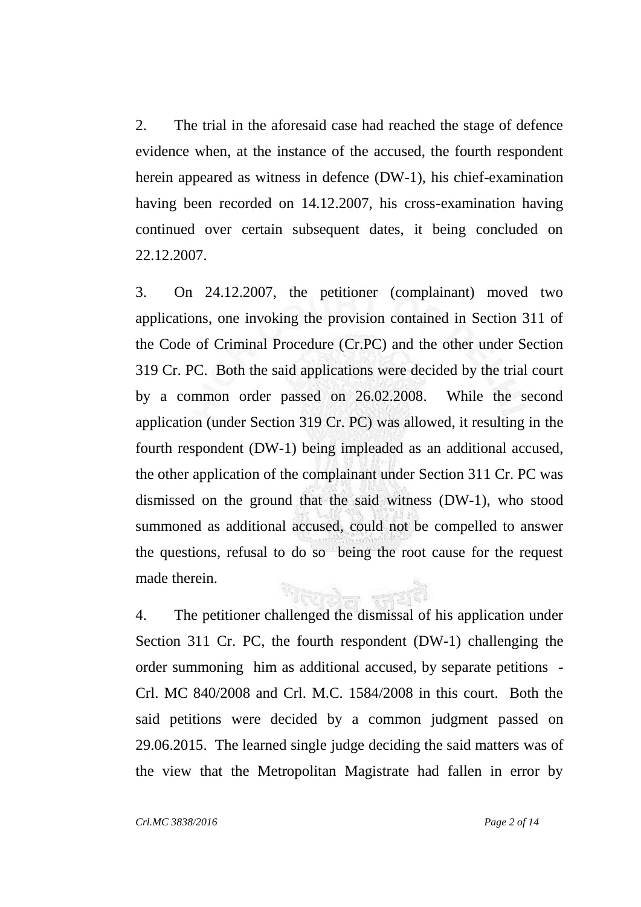2. The trial in the aforesaid case had reached the stage of defence evidence when, at the instance of the accused, the fourth respondent herein appeared as witness in defence (DW-1), his chief-examination having been recorded on 14.12.2007, his cross-examination having continued over certain subsequent dates, it being concluded on 22.12.2007.

3. On 24.12.2007, the petitioner (complainant) moved two applications, one invoking the provision contained in Section 311 of the Code of Criminal Procedure (Cr.PC) and the other under Section 319 Cr. PC. Both the said applications were decided by the trial court by a common order passed on 26.02.2008. While the second application (under Section 319 Cr. PC) was allowed, it resulting in the fourth respondent (DW-1) being impleaded as an additional accused, the other application of the complainant under Section 311 Cr. PC was dismissed on the ground that the said witness (DW-1), who stood summoned as additional accused, could not be compelled to answer the questions, refusal to do so being the root cause for the request made therein.

4. The petitioner challenged the dismissal of his application under Section 311 Cr. PC, the fourth respondent (DW-1) challenging the order summoning him as additional accused, by separate petitions - Crl. MC 840/2008 and Crl. M.C. 1584/2008 in this court. Both the said petitions were decided by a common judgment passed on 29.06.2015. The learned single judge deciding the said matters was of the view that the Metropolitan Magistrate had fallen in error by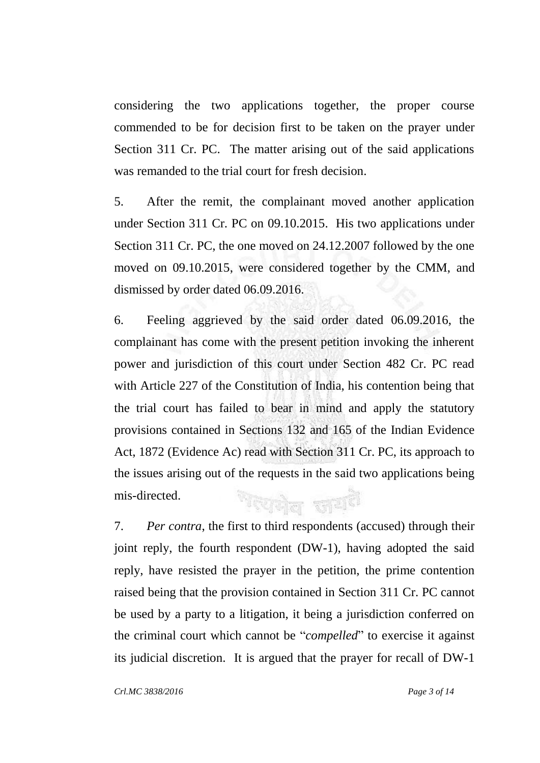considering the two applications together, the proper course commended to be for decision first to be taken on the prayer under Section 311 Cr. PC. The matter arising out of the said applications was remanded to the trial court for fresh decision.

5. After the remit, the complainant moved another application under Section 311 Cr. PC on 09.10.2015. His two applications under Section 311 Cr. PC, the one moved on 24.12.2007 followed by the one moved on 09.10.2015, were considered together by the CMM, and dismissed by order dated 06.09.2016.

6. Feeling aggrieved by the said order dated 06.09.2016, the complainant has come with the present petition invoking the inherent power and jurisdiction of this court under Section 482 Cr. PC read with Article 227 of the Constitution of India, his contention being that the trial court has failed to bear in mind and apply the statutory provisions contained in Sections 132 and 165 of the Indian Evidence Act, 1872 (Evidence Ac) read with Section 311 Cr. PC, its approach to the issues arising out of the requests in the said two applications being mis-directed.

7. *Per contra*, the first to third respondents (accused) through their joint reply, the fourth respondent (DW-1), having adopted the said reply, have resisted the prayer in the petition, the prime contention raised being that the provision contained in Section 311 Cr. PC cannot be used by a party to a litigation, it being a jurisdiction conferred on the criminal court which cannot be "*compelled*" to exercise it against its judicial discretion. It is argued that the prayer for recall of DW-1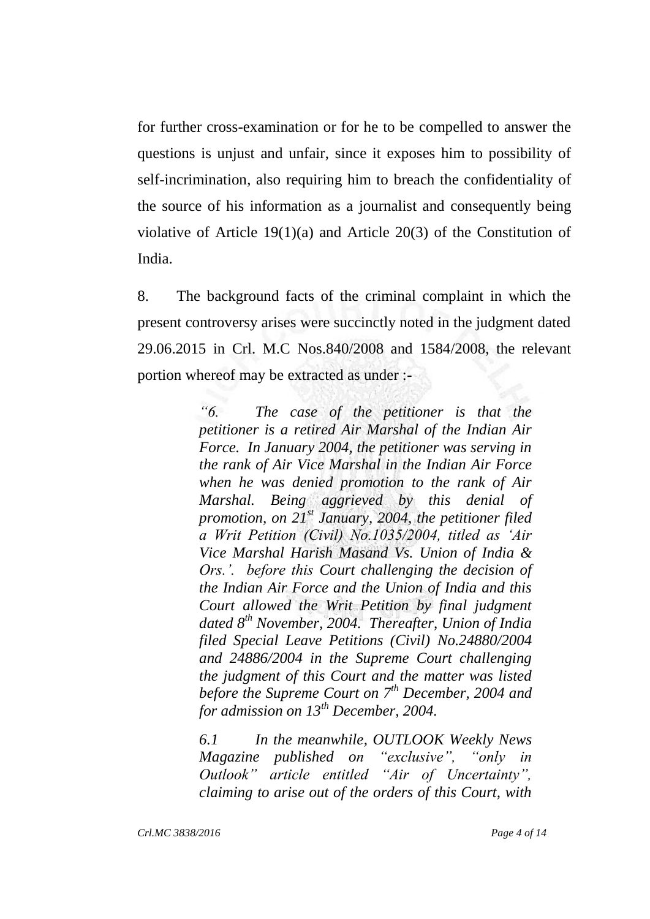for further cross-examination or for he to be compelled to answer the questions is unjust and unfair, since it exposes him to possibility of self-incrimination, also requiring him to breach the confidentiality of the source of his information as a journalist and consequently being violative of Article 19(1)(a) and Article 20(3) of the Constitution of India.

8. The background facts of the criminal complaint in which the present controversy arises were succinctly noted in the judgment dated 29.06.2015 in Crl. M.C Nos.840/2008 and 1584/2008, the relevant portion whereof may be extracted as under :-

> *"6. The case of the petitioner is that the petitioner is a retired Air Marshal of the Indian Air Force. In January 2004, the petitioner was serving in the rank of Air Vice Marshal in the Indian Air Force when he was denied promotion to the rank of Air Marshal. Being aggrieved by this denial of promotion, on 21st January, 2004, the petitioner filed a Writ Petition (Civil) No.1035/2004, titled as 'Air Vice Marshal Harish Masand Vs. Union of India & Ors.'. before this Court challenging the decision of the Indian Air Force and the Union of India and this Court allowed the Writ Petition by final judgment dated 8th November, 2004. Thereafter, Union of India filed Special Leave Petitions (Civil) No.24880/2004 and 24886/2004 in the Supreme Court challenging the judgment of this Court and the matter was listed before the Supreme Court on 7th December, 2004 and for admission on 13th December, 2004.*
>
> *6.1 In the meanwhile, OUTLOOK Weekly News Magazine published on "exclusive", "only in Outlook" article entitled "Air of Uncertainty", claiming to arise out of the orders of this Court, with*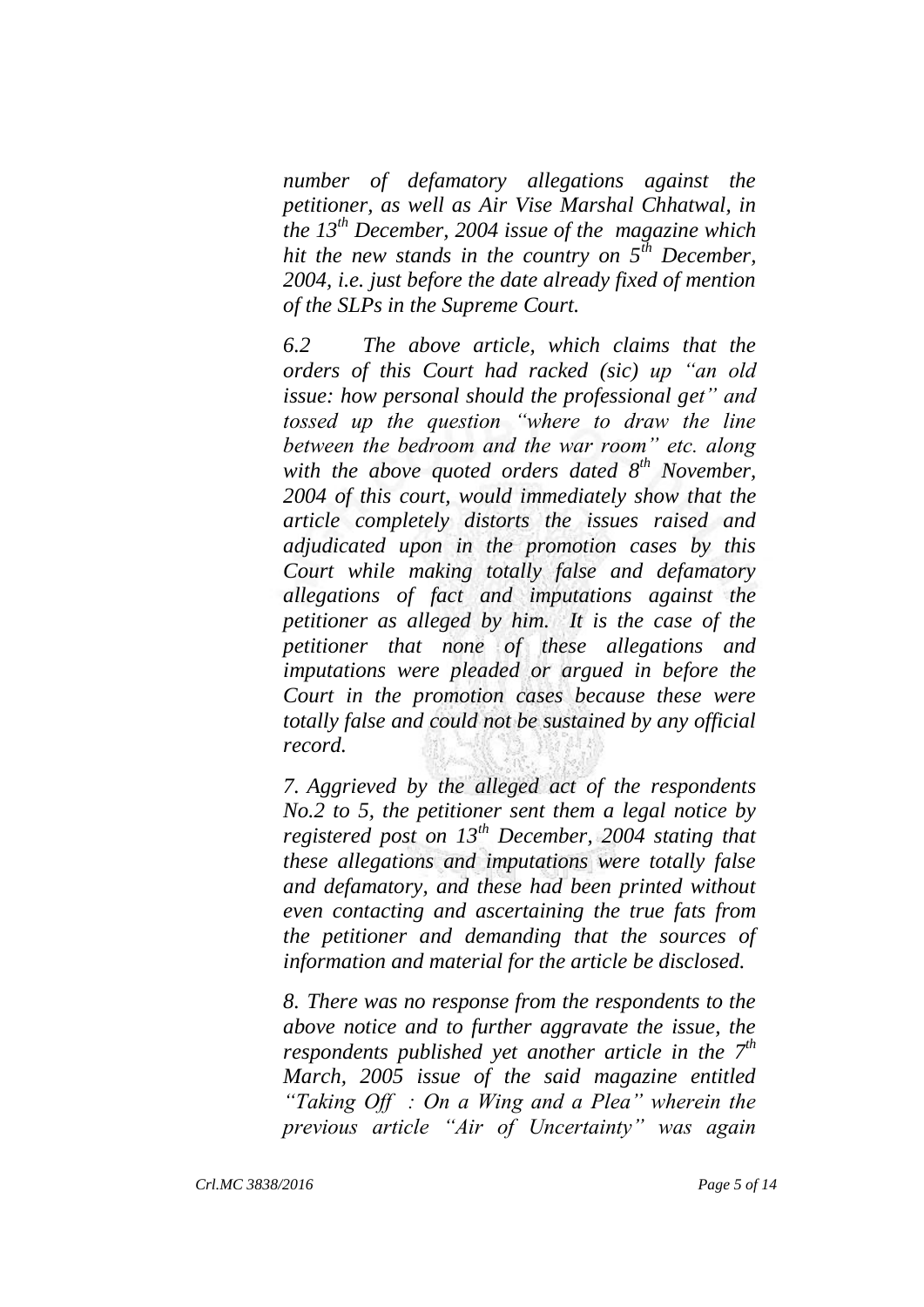*number of defamatory allegations against the petitioner, as well as Air Vise Marshal Chhatwal, in the 13th December, 2004 issue of the magazine which hit the new stands in the country on 5th December, 2004, i.e. just before the date already fixed of mention of the SLPs in the Supreme Court.*

*6.2 The above article, which claims that the orders of this Court had racked (sic) up "an old issue: how personal should the professional get" and tossed up the question "where to draw the line between the bedroom and the war room" etc. along with the above quoted orders dated 8th November, 2004 of this court, would immediately show that the article completely distorts the issues raised and adjudicated upon in the promotion cases by this Court while making totally false and defamatory allegations of fact and imputations against the petitioner as alleged by him. It is the case of the petitioner that none of these allegations and imputations were pleaded or argued in before the Court in the promotion cases because these were totally false and could not be sustained by any official record.*

*7. Aggrieved by the alleged act of the respondents No.2 to 5, the petitioner sent them a legal notice by registered post on 13th December, 2004 stating that these allegations and imputations were totally false and defamatory, and these had been printed without even contacting and ascertaining the true fats from the petitioner and demanding that the sources of information and material for the article be disclosed.*

*8. There was no response from the respondents to the above notice and to further aggravate the issue, the respondents published yet another article in the 7th March, 2005 issue of the said magazine entitled "Taking Off : On a Wing and a Plea" wherein the previous article "Air of Uncertainty" was again*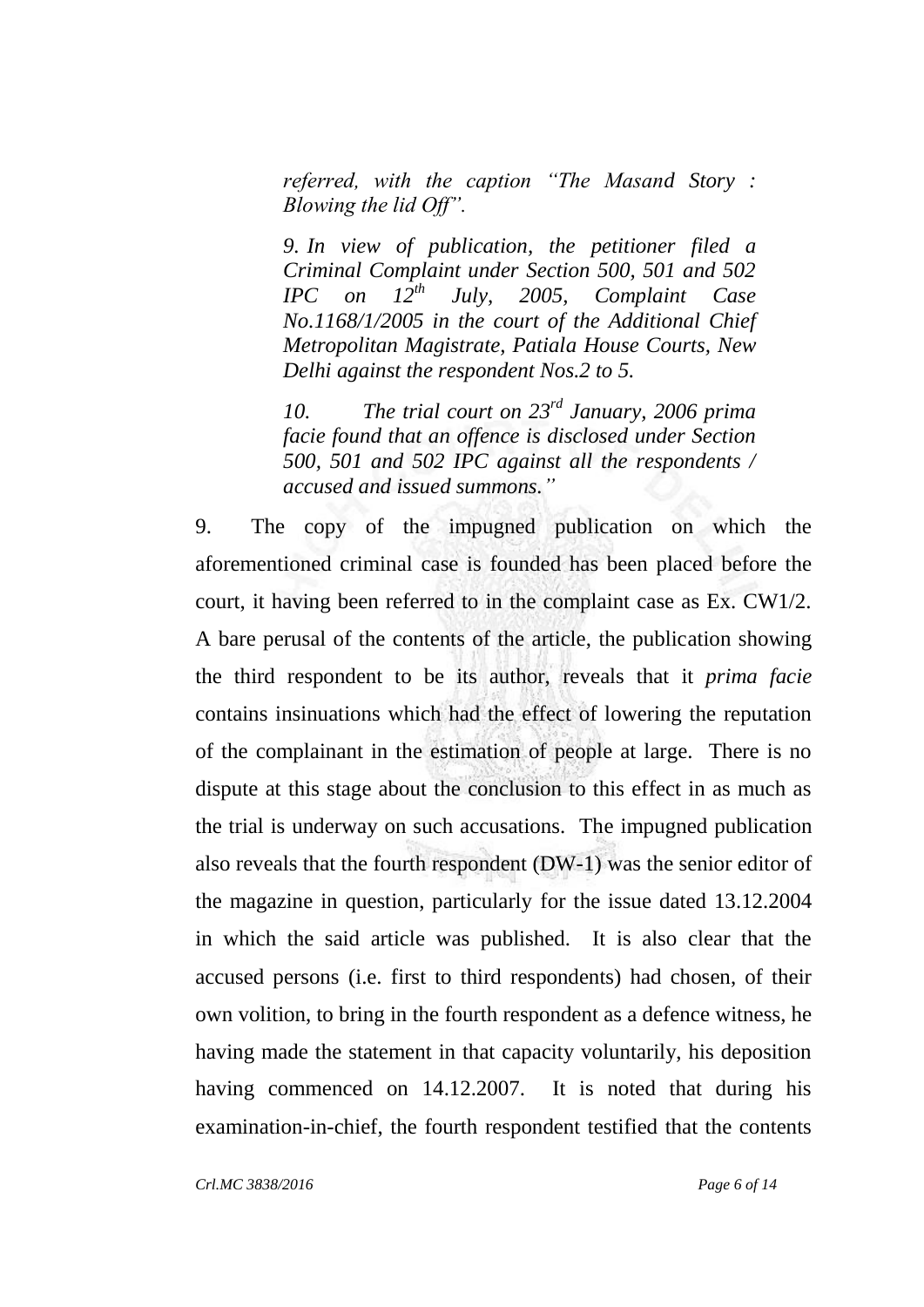*referred, with the caption "The Masand Story : Blowing the lid Off".*

*9. In view of publication, the petitioner filed a Criminal Complaint under Section 500, 501 and 502 IPC on 12th July, 2005, Complaint Case No.1168/1/2005 in the court of the Additional Chief Metropolitan Magistrate, Patiala House Courts, New Delhi against the respondent Nos.2 to 5.*

*10. The trial court on 23rd January, 2006 prima facie found that an offence is disclosed under Section 500, 501 and 502 IPC against all the respondents / accused and issued summons."*

9. The copy of the impugned publication on which the aforementioned criminal case is founded has been placed before the court, it having been referred to in the complaint case as Ex. CW1/2. A bare perusal of the contents of the article, the publication showing the third respondent to be its author, reveals that it *prima facie* contains insinuations which had the effect of lowering the reputation of the complainant in the estimation of people at large. There is no dispute at this stage about the conclusion to this effect in as much as the trial is underway on such accusations. The impugned publication also reveals that the fourth respondent (DW-1) was the senior editor of the magazine in question, particularly for the issue dated 13.12.2004 in which the said article was published. It is also clear that the accused persons (i.e. first to third respondents) had chosen, of their own volition, to bring in the fourth respondent as a defence witness, he having made the statement in that capacity voluntarily, his deposition having commenced on 14.12.2007. It is noted that during his examination-in-chief, the fourth respondent testified that the contents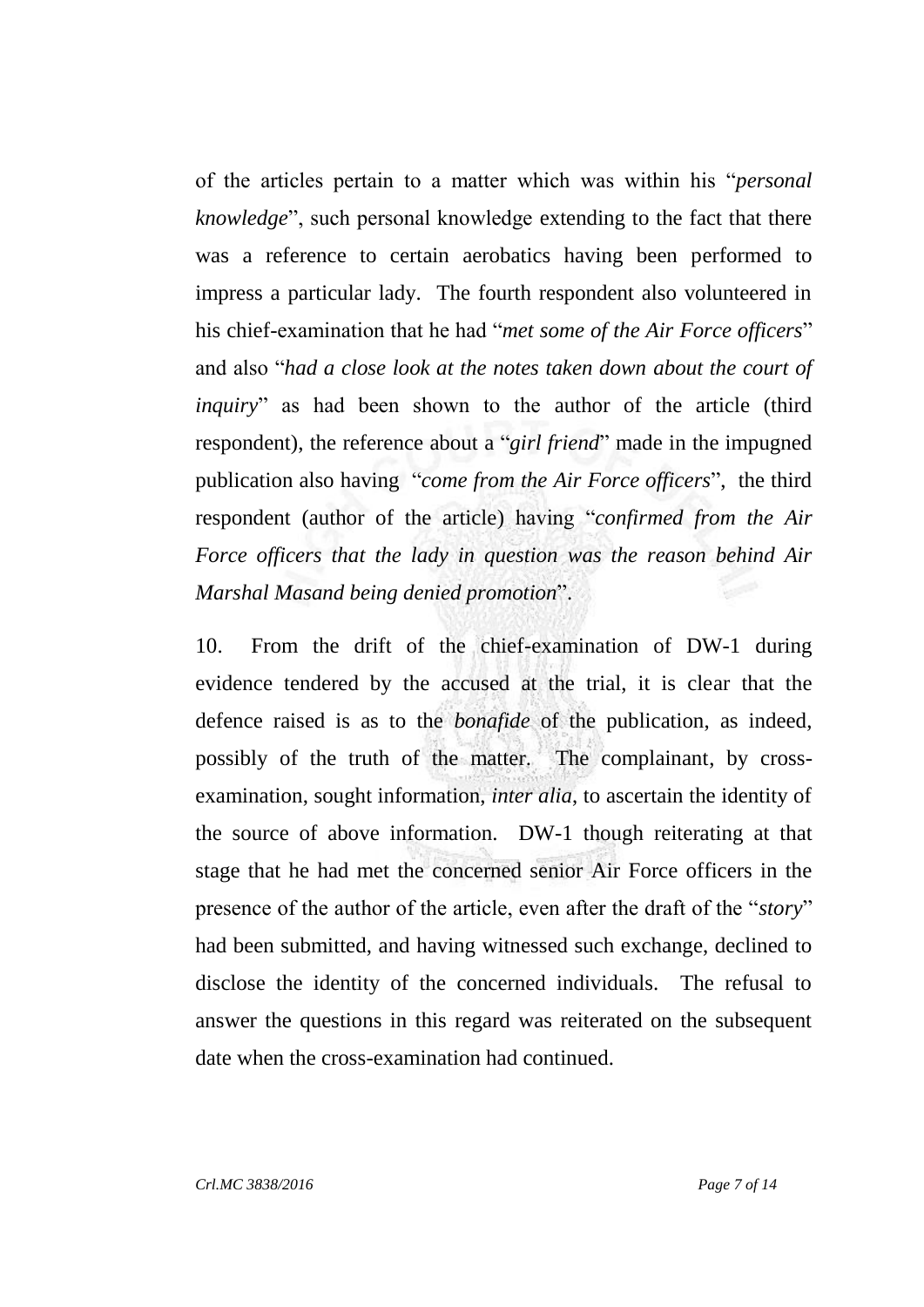of the articles pertain to a matter which was within his "*personal knowledge*", such personal knowledge extending to the fact that there was a reference to certain aerobatics having been performed to impress a particular lady. The fourth respondent also volunteered in his chief-examination that he had "*met some of the Air Force officers*" and also "*had a close look at the notes taken down about the court of inquiry*" as had been shown to the author of the article (third respondent), the reference about a "*girl friend*" made in the impugned publication also having "*come from the Air Force officers*", the third respondent (author of the article) having "*confirmed from the Air Force officers that the lady in question was the reason behind Air Marshal Masand being denied promotion*".

10. From the drift of the chief-examination of DW-1 during evidence tendered by the accused at the trial, it is clear that the defence raised is as to the *bonafide* of the publication, as indeed, possibly of the truth of the matter. The complainant, by cross-examination, sought information, *inter alia*, to ascertain the identity of the source of above information. DW-1 though reiterating at that stage that he had met the concerned senior Air Force officers in the presence of the author of the article, even after the draft of the "*story*" had been submitted, and having witnessed such exchange, declined to disclose the identity of the concerned individuals. The refusal to answer the questions in this regard was reiterated on the subsequent date when the cross-examination had continued.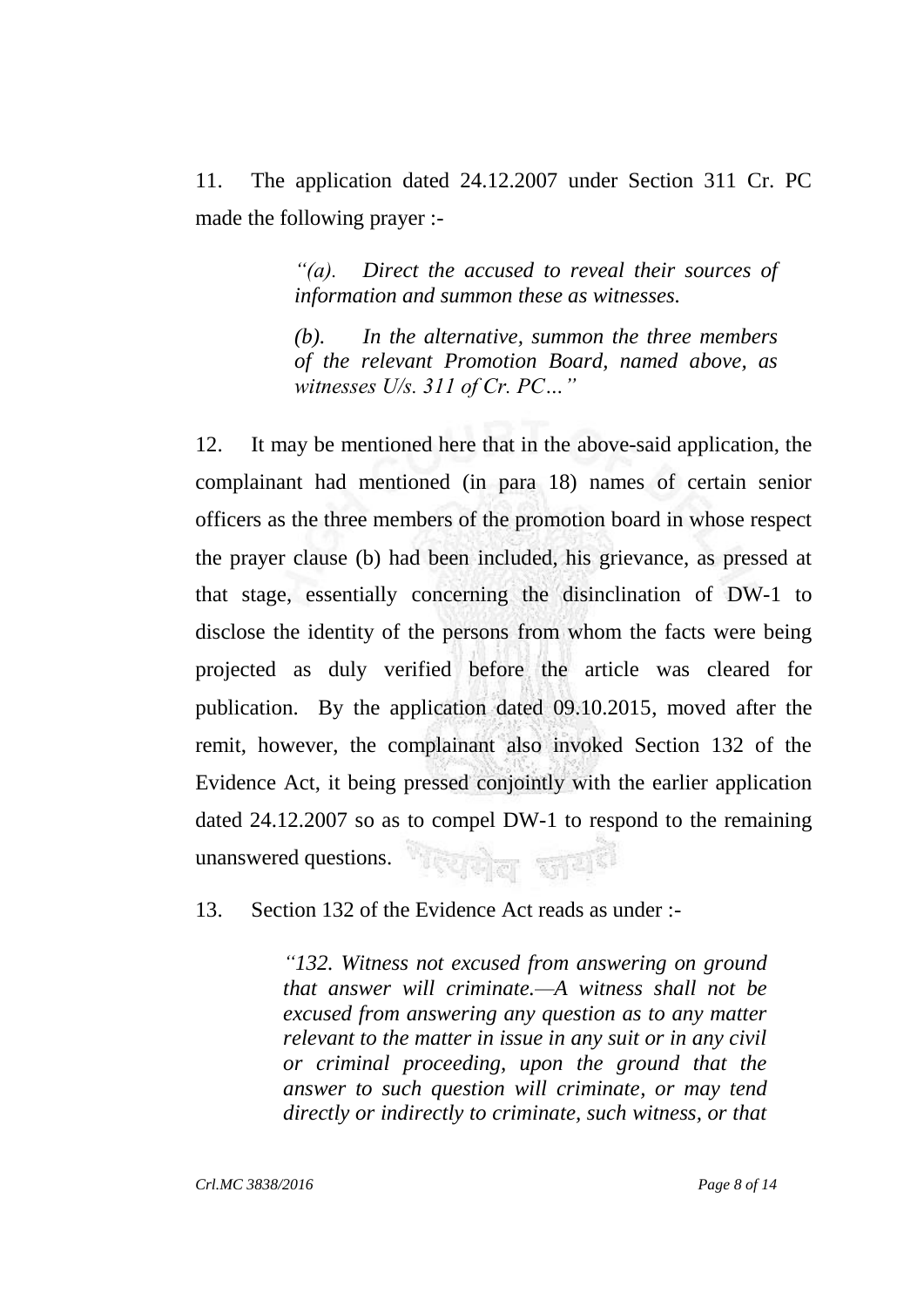11. The application dated 24.12.2007 under Section 311 Cr. PC made the following prayer :-

> *"(a). Direct the accused to reveal their sources of information and summon these as witnesses.*
>
> *(b). In the alternative, summon the three members of the relevant Promotion Board, named above, as witnesses U/s. 311 of Cr. PC…"*

12. It may be mentioned here that in the above-said application, the complainant had mentioned (in para 18) names of certain senior officers as the three members of the promotion board in whose respect the prayer clause (b) had been included, his grievance, as pressed at that stage, essentially concerning the disinclination of DW-1 to disclose the identity of the persons from whom the facts were being projected as duly verified before the article was cleared for publication. By the application dated 09.10.2015, moved after the remit, however, the complainant also invoked Section 132 of the Evidence Act, it being pressed conjointly with the earlier application dated 24.12.2007 so as to compel DW-1 to respond to the remaining unanswered questions.

13. Section 132 of the Evidence Act reads as under :-

> *"132. Witness not excused from answering on ground that answer will criminate.—A witness shall not be excused from answering any question as to any matter relevant to the matter in issue in any suit or in any civil or criminal proceeding, upon the ground that the answer to such question will criminate, or may tend directly or indirectly to criminate, such witness, or that*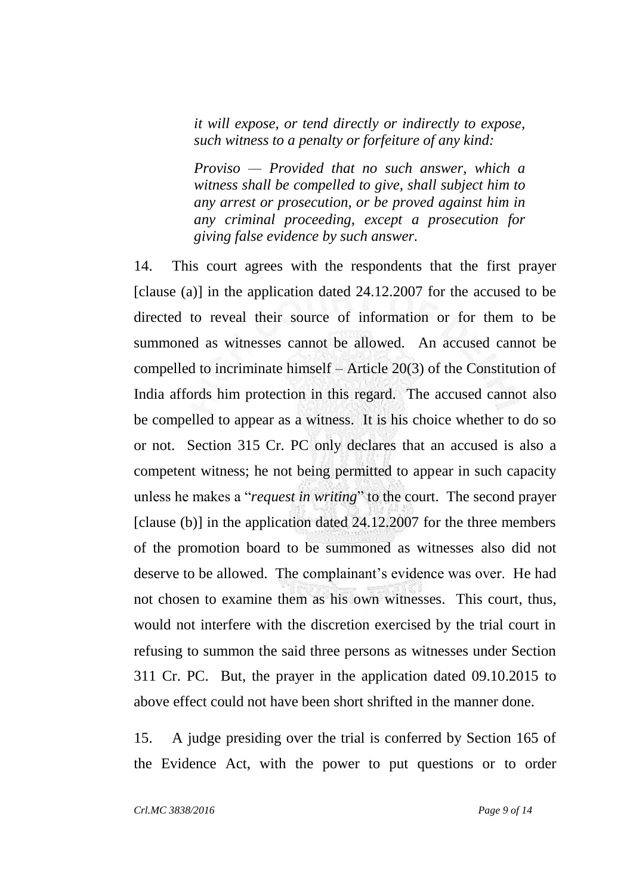> *it will expose, or tend directly or indirectly to expose, such witness to a penalty or forfeiture of any kind:*
>
> *Proviso — Provided that no such answer, which a witness shall be compelled to give, shall subject him to any arrest or prosecution, or be proved against him in any criminal proceeding, except a prosecution for giving false evidence by such answer.*

14. This court agrees with the respondents that the first prayer [clause (a)] in the application dated 24.12.2007 for the accused to be directed to reveal their source of information or for them to be summoned as witnesses cannot be allowed. An accused cannot be compelled to incriminate himself – Article 20(3) of the Constitution of India affords him protection in this regard. The accused cannot also be compelled to appear as a witness. It is his choice whether to do so or not. Section 315 Cr. PC only declares that an accused is also a competent witness; he not being permitted to appear in such capacity unless he makes a "*request in writing*" to the court. The second prayer [clause (b)] in the application dated 24.12.2007 for the three members of the promotion board to be summoned as witnesses also did not deserve to be allowed. The complainant's evidence was over. He had not chosen to examine them as his own witnesses. This court, thus, would not interfere with the discretion exercised by the trial court in refusing to summon the said three persons as witnesses under Section 311 Cr. PC. But, the prayer in the application dated 09.10.2015 to above effect could not have been short shrifted in the manner done.

15. A judge presiding over the trial is conferred by Section 165 of the Evidence Act, with the power to put questions or to order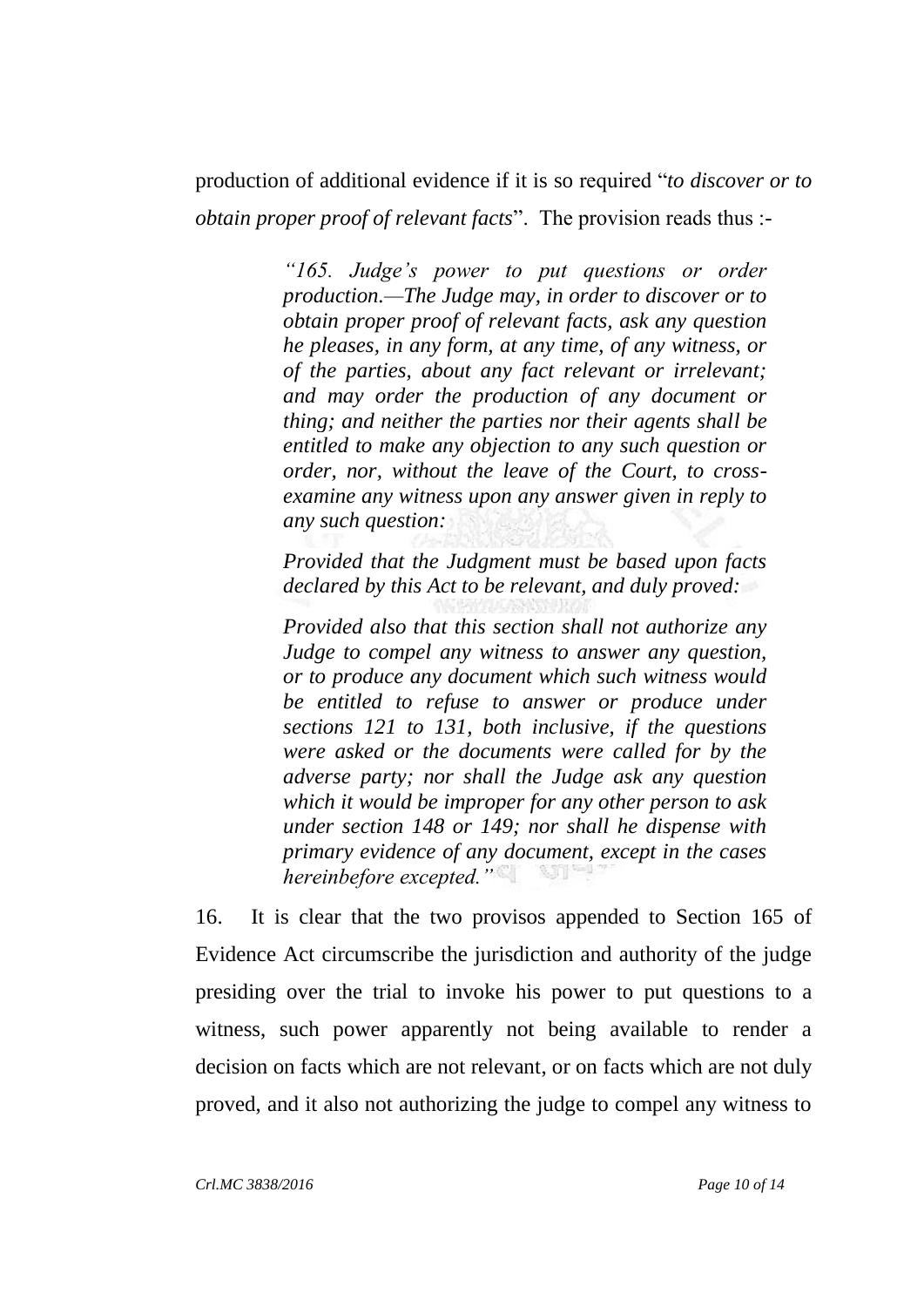production of additional evidence if it is so required "*to discover or to obtain proper proof of relevant facts*". The provision reads thus :-

> *"165. Judge's power to put questions or order production.—The Judge may, in order to discover or to obtain proper proof of relevant facts, ask any question he pleases, in any form, at any time, of any witness, or of the parties, about any fact relevant or irrelevant; and may order the production of any document or thing; and neither the parties nor their agents shall be entitled to make any objection to any such question or order, nor, without the leave of the Court, to cross-examine any witness upon any answer given in reply to any such question:*
>
> *Provided that the Judgment must be based upon facts declared by this Act to be relevant, and duly proved:*
>
> *Provided also that this section shall not authorize any Judge to compel any witness to answer any question, or to produce any document which such witness would be entitled to refuse to answer or produce under sections 121 to 131, both inclusive, if the questions were asked or the documents were called for by the adverse party; nor shall the Judge ask any question which it would be improper for any other person to ask under section 148 or 149; nor shall he dispense with primary evidence of any document, except in the cases hereinbefore excepted."*

16. It is clear that the two provisos appended to Section 165 of Evidence Act circumscribe the jurisdiction and authority of the judge presiding over the trial to invoke his power to put questions to a witness, such power apparently not being available to render a decision on facts which are not relevant, or on facts which are not duly proved, and it also not authorizing the judge to compel any witness to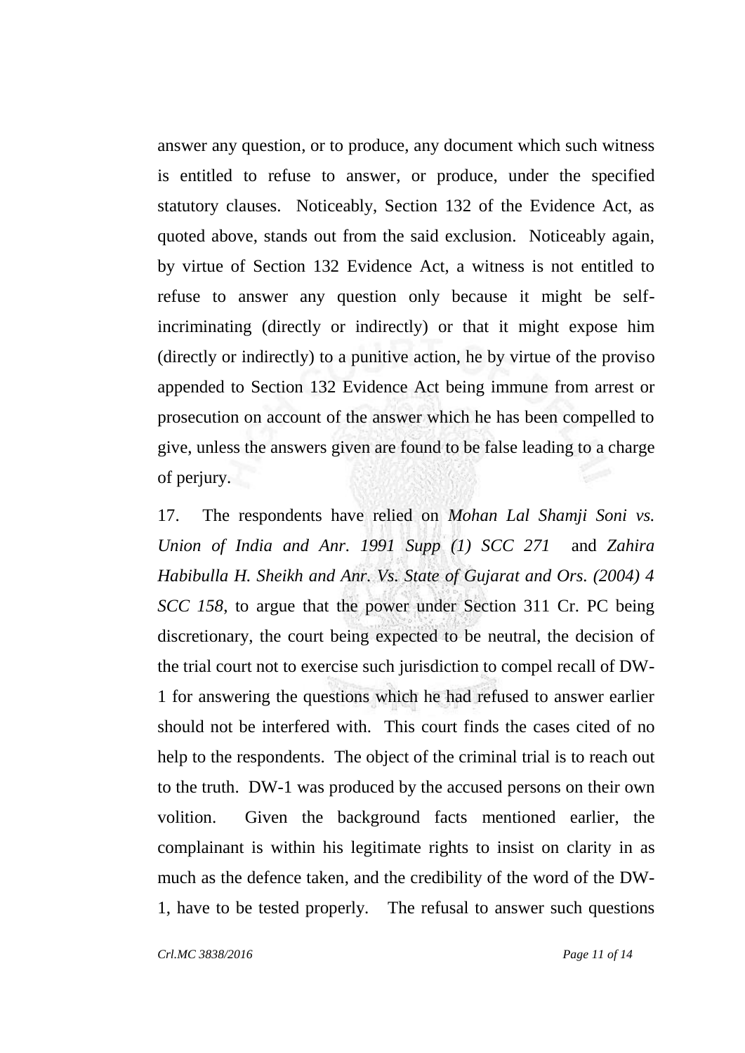answer any question, or to produce, any document which such witness is entitled to refuse to answer, or produce, under the specified statutory clauses. Noticeably, Section 132 of the Evidence Act, as quoted above, stands out from the said exclusion. Noticeably again, by virtue of Section 132 Evidence Act, a witness is not entitled to refuse to answer any question only because it might be self-incriminating (directly or indirectly) or that it might expose him (directly or indirectly) to a punitive action, he by virtue of the proviso appended to Section 132 Evidence Act being immune from arrest or prosecution on account of the answer which he has been compelled to give, unless the answers given are found to be false leading to a charge of perjury.

17. The respondents have relied on *Mohan Lal Shamji Soni vs. Union of India and Anr. 1991 Supp (1) SCC 271* and *Zahira Habibulla H. Sheikh and Anr. Vs. State of Gujarat and Ors. (2004) 4 SCC 158*, to argue that the power under Section 311 Cr. PC being discretionary, the court being expected to be neutral, the decision of the trial court not to exercise such jurisdiction to compel recall of DW-1 for answering the questions which he had refused to answer earlier should not be interfered with. This court finds the cases cited of no help to the respondents. The object of the criminal trial is to reach out to the truth. DW-1 was produced by the accused persons on their own volition. Given the background facts mentioned earlier, the complainant is within his legitimate rights to insist on clarity in as much as the defence taken, and the credibility of the word of the DW-1, have to be tested properly. The refusal to answer such questions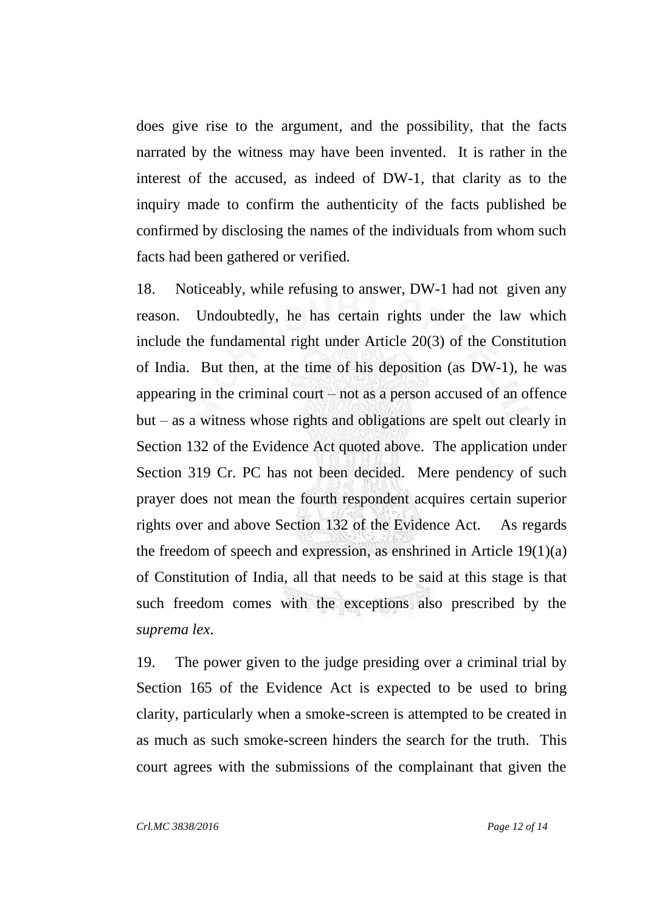does give rise to the argument, and the possibility, that the facts narrated by the witness may have been invented. It is rather in the interest of the accused, as indeed of DW-1, that clarity as to the inquiry made to confirm the authenticity of the facts published be confirmed by disclosing the names of the individuals from whom such facts had been gathered or verified.

18. Noticeably, while refusing to answer, DW-1 had not given any reason. Undoubtedly, he has certain rights under the law which include the fundamental right under Article 20(3) of the Constitution of India. But then, at the time of his deposition (as DW-1), he was appearing in the criminal court – not as a person accused of an offence but – as a witness whose rights and obligations are spelt out clearly in Section 132 of the Evidence Act quoted above. The application under Section 319 Cr. PC has not been decided. Mere pendency of such prayer does not mean the fourth respondent acquires certain superior rights over and above Section 132 of the Evidence Act. As regards the freedom of speech and expression, as enshrined in Article 19(1)(a) of Constitution of India, all that needs to be said at this stage is that such freedom comes with the exceptions also prescribed by the *suprema lex*.

19. The power given to the judge presiding over a criminal trial by Section 165 of the Evidence Act is expected to be used to bring clarity, particularly when a smoke-screen is attempted to be created in as much as such smoke-screen hinders the search for the truth. This court agrees with the submissions of the complainant that given the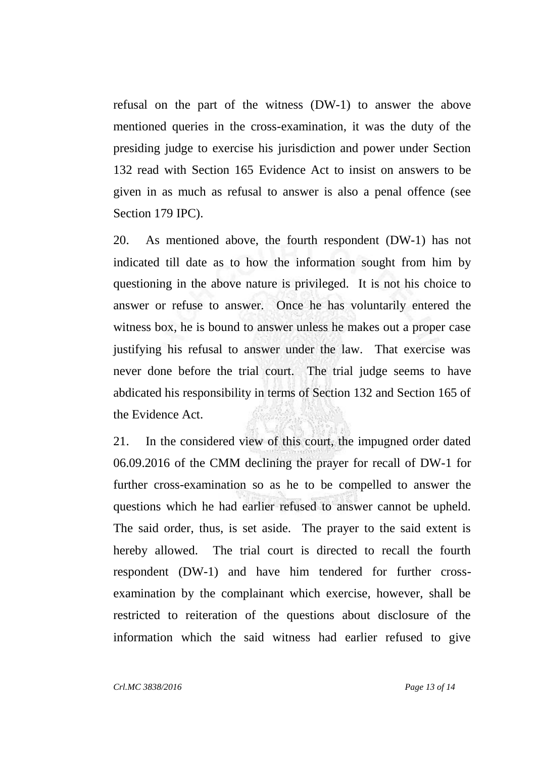refusal on the part of the witness (DW-1) to answer the above mentioned queries in the cross-examination, it was the duty of the presiding judge to exercise his jurisdiction and power under Section 132 read with Section 165 Evidence Act to insist on answers to be given in as much as refusal to answer is also a penal offence (see Section 179 IPC).

20. As mentioned above, the fourth respondent (DW-1) has not indicated till date as to how the information sought from him by questioning in the above nature is privileged. It is not his choice to answer or refuse to answer. Once he has voluntarily entered the witness box, he is bound to answer unless he makes out a proper case justifying his refusal to answer under the law. That exercise was never done before the trial court. The trial judge seems to have abdicated his responsibility in terms of Section 132 and Section 165 of the Evidence Act.

21. In the considered view of this court, the impugned order dated 06.09.2016 of the CMM declining the prayer for recall of DW-1 for further cross-examination so as he to be compelled to answer the questions which he had earlier refused to answer cannot be upheld. The said order, thus, is set aside. The prayer to the said extent is hereby allowed. The trial court is directed to recall the fourth respondent (DW-1) and have him tendered for further cross-examination by the complainant which exercise, however, shall be restricted to reiteration of the questions about disclosure of the information which the said witness had earlier refused to give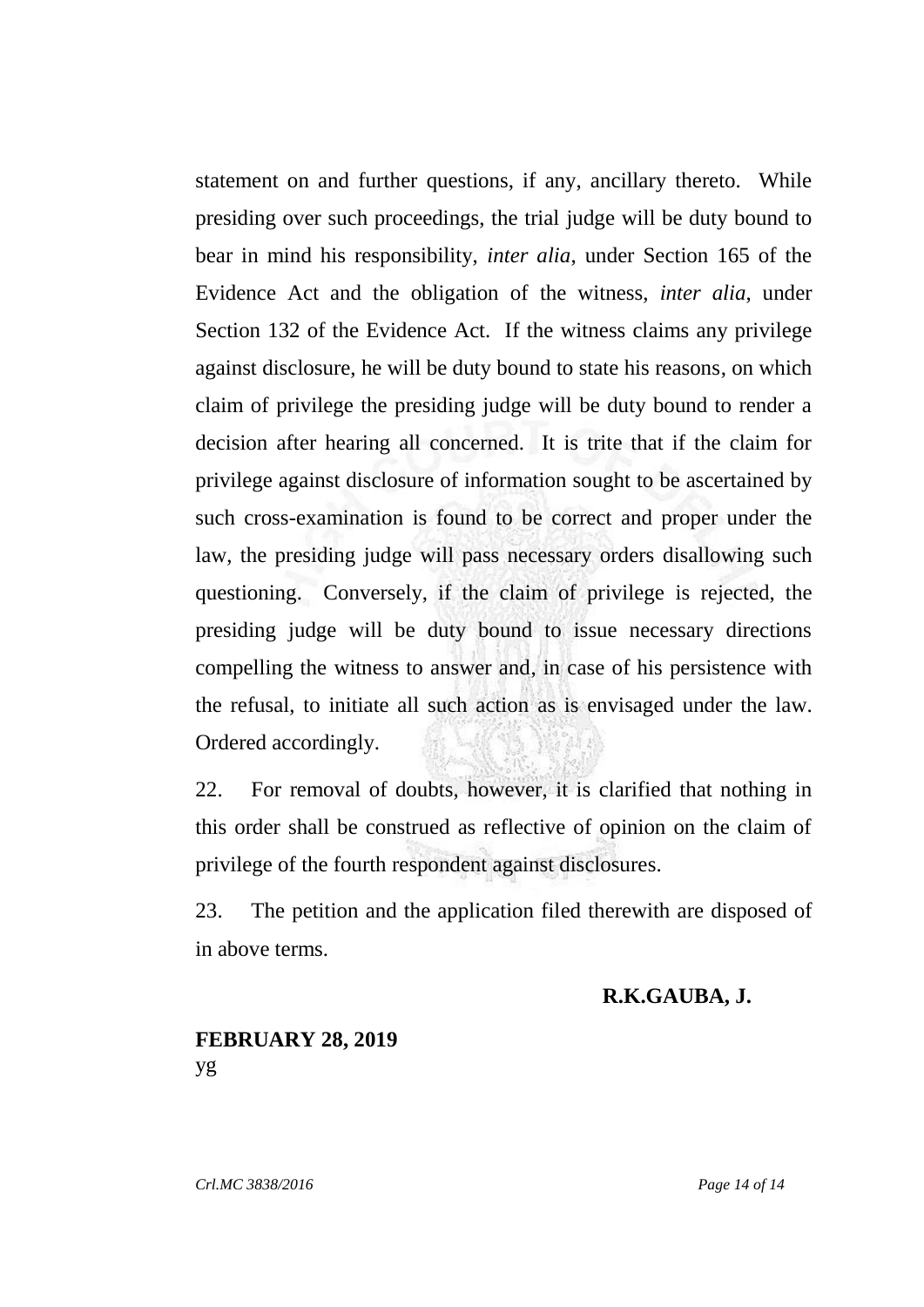statement on and further questions, if any, ancillary thereto. While presiding over such proceedings, the trial judge will be duty bound to bear in mind his responsibility, *inter alia*, under Section 165 of the Evidence Act and the obligation of the witness, *inter alia*, under Section 132 of the Evidence Act. If the witness claims any privilege against disclosure, he will be duty bound to state his reasons, on which claim of privilege the presiding judge will be duty bound to render a decision after hearing all concerned. It is trite that if the claim for privilege against disclosure of information sought to be ascertained by such cross-examination is found to be correct and proper under the law, the presiding judge will pass necessary orders disallowing such questioning. Conversely, if the claim of privilege is rejected, the presiding judge will be duty bound to issue necessary directions compelling the witness to answer and, in case of his persistence with the refusal, to initiate all such action as is envisaged under the law. Ordered accordingly.

22. For removal of doubts, however, it is clarified that nothing in this order shall be construed as reflective of opinion on the claim of privilege of the fourth respondent against disclosures.

23. The petition and the application filed therewith are disposed of in above terms.

**R.K.GAUBA, J.**

**FEBRUARY 28, 2019**

yg